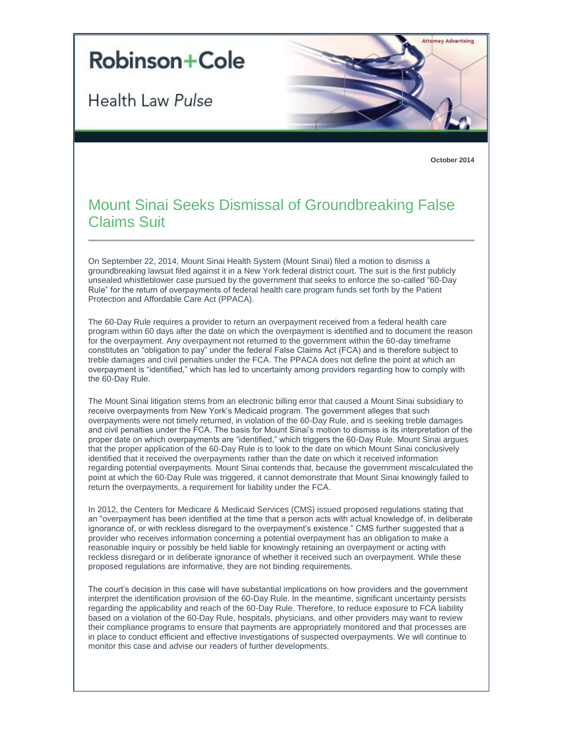Robinson+Cole

Health Law *Pulse*

Attorney Advertising

**October 2014**

# Mount Sinai Seeks Dismissal of Groundbreaking False Claims Suit

On September 22, 2014, Mount Sinai Health System (Mount Sinai) filed a motion to dismiss a groundbreaking lawsuit filed against it in a New York federal district court. The suit is the first publicly unsealed whistleblower case pursued by the government that seeks to enforce the so-called "60-Day Rule" for the return of overpayments of federal health care program funds set forth by the Patient Protection and Affordable Care Act (PPACA).

The 60-Day Rule requires a provider to return an overpayment received from a federal health care program within 60 days after the date on which the overpayment is identified and to document the reason for the overpayment. Any overpayment not returned to the government within the 60-day timeframe constitutes an "obligation to pay" under the federal False Claims Act (FCA) and is therefore subject to treble damages and civil penalties under the FCA. The PPACA does not define the point at which an overpayment is "identified," which has led to uncertainty among providers regarding how to comply with the 60-Day Rule.

The Mount Sinai litigation stems from an electronic billing error that caused a Mount Sinai subsidiary to receive overpayments from New York's Medicaid program. The government alleges that such overpayments were not timely returned, in violation of the 60-Day Rule, and is seeking treble damages and civil penalties under the FCA. The basis for Mount Sinai's motion to dismiss is its interpretation of the proper date on which overpayments are "identified," which triggers the 60-Day Rule. Mount Sinai argues that the proper application of the 60-Day Rule is to look to the date on which Mount Sinai conclusively identified that it received the overpayments rather than the date on which it received information regarding potential overpayments. Mount Sinai contends that, because the government miscalculated the point at which the 60-Day Rule was triggered, it cannot demonstrate that Mount Sinai knowingly failed to return the overpayments, a requirement for liability under the FCA.

In 2012, the Centers for Medicare & Medicaid Services (CMS) issued proposed regulations stating that an "overpayment has been identified at the time that a person acts with actual knowledge of, in deliberate ignorance of, or with reckless disregard to the overpayment's existence." CMS further suggested that a provider who receives information concerning a potential overpayment has an obligation to make a reasonable inquiry or possibly be held liable for knowingly retaining an overpayment or acting with reckless disregard or in deliberate ignorance of whether it received such an overpayment. While these proposed regulations are informative, they are not binding requirements.

The court's decision in this case will have substantial implications on how providers and the government interpret the identification provision of the 60-Day Rule. In the meantime, significant uncertainty persists regarding the applicability and reach of the 60-Day Rule. Therefore, to reduce exposure to FCA liability based on a violation of the 60-Day Rule, hospitals, physicians, and other providers may want to review their compliance programs to ensure that payments are appropriately monitored and that processes are in place to conduct efficient and effective investigations of suspected overpayments. We will continue to monitor this case and advise our readers of further developments.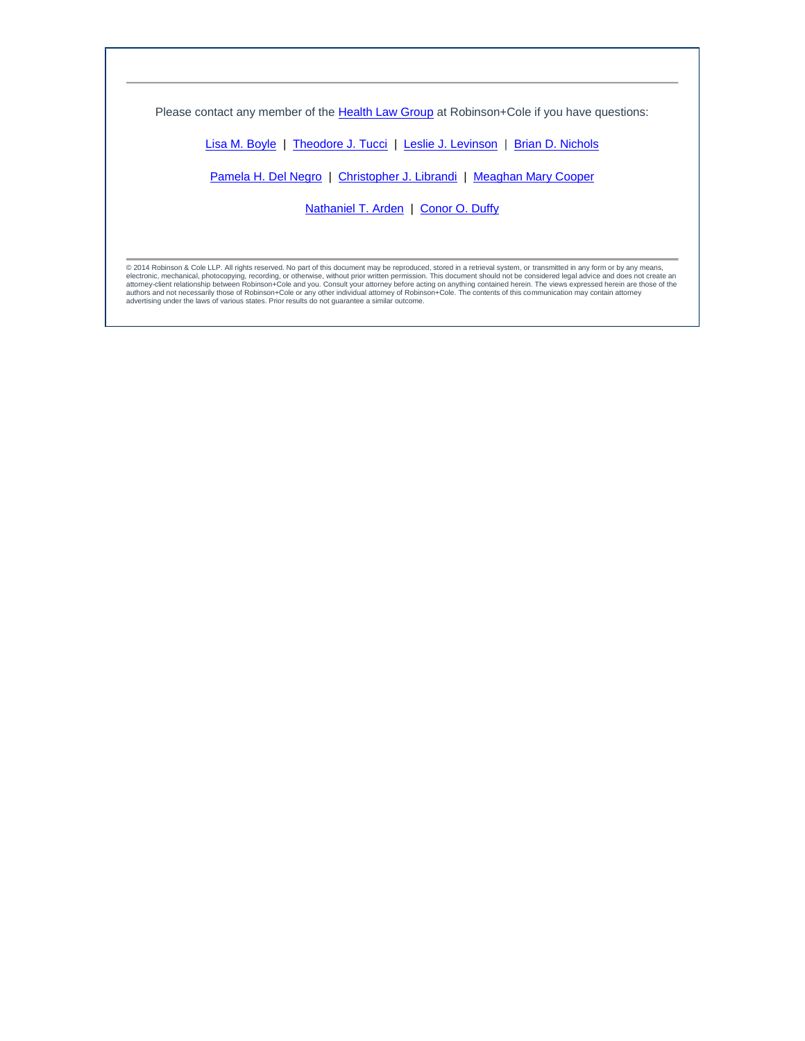---

Please contact any member of the Health Law Group at Robinson+Cole if you have questions:

Lisa M. Boyle | Theodore J. Tucci | Leslie J. Levinson | Brian D. Nichols

Pamela H. Del Negro | Christopher J. Librandi | Meaghan Mary Cooper

Nathaniel T. Arden | Conor O. Duffy

---

© 2014 Robinson & Cole LLP. All rights reserved. No part of this document may be reproduced, stored in a retrieval system, or transmitted in any form or by any means, electronic, mechanical, photocopying, recording, or otherwise, without prior written permission. This document should not be considered legal advice and does not create an attorney-client relationship between Robinson+Cole and you. Consult your attorney before acting on anything contained herein. The views expressed herein are those of the authors and not necessarily those of Robinson+Cole or any other individual attorney of Robinson+Cole. The contents of this communication may contain attorney advertising under the laws of various states. Prior results do not guarantee a similar outcome.